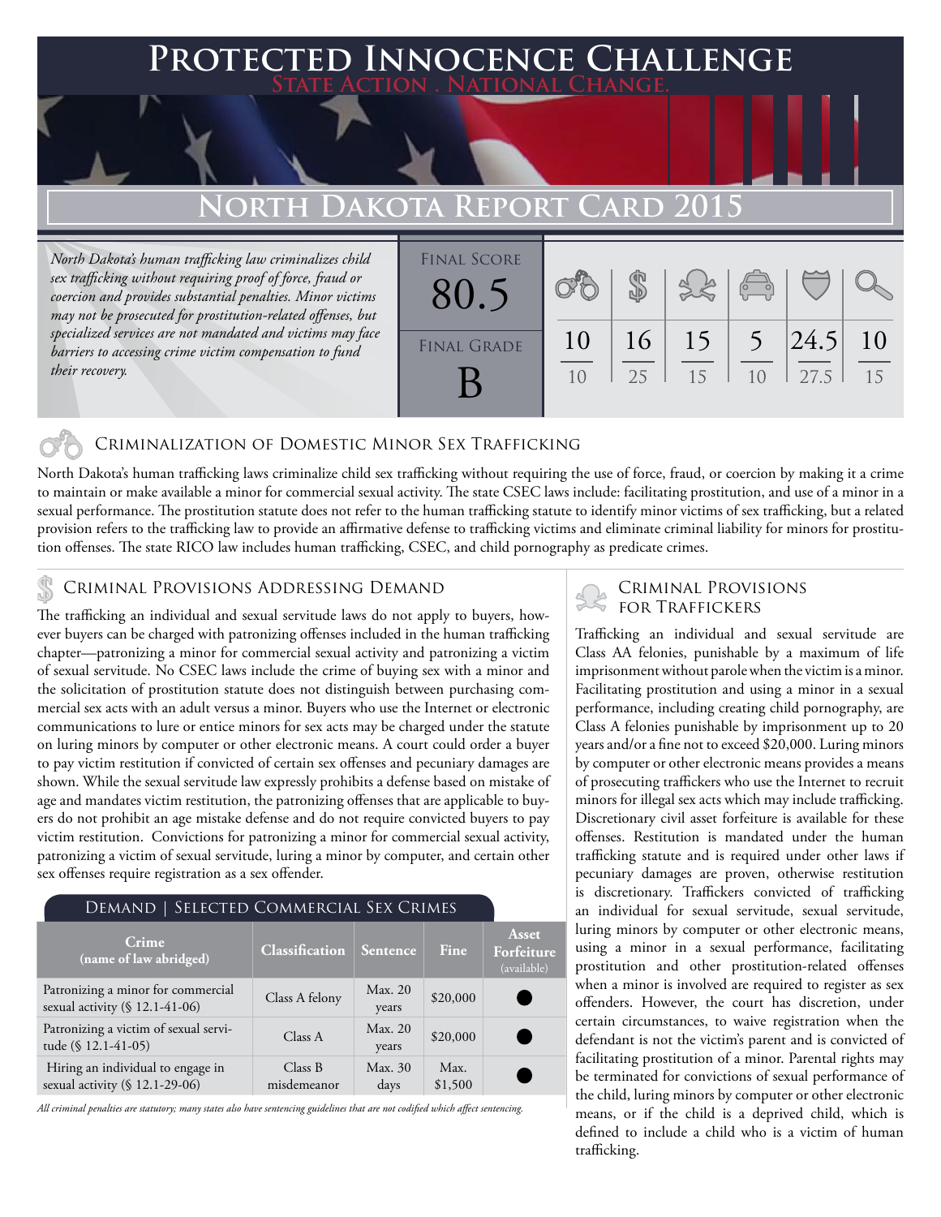# Protected Innocence Challenge

**State Action . National Change.**

## North Dakota Report Card 2015

*North Dakota's human trafficking law criminalizes child sex trafficking without requiring proof of force, fraud or coercion and provides substantial penalties. Minor victims may not be prosecuted for prostitution-related offenses, but specialized services are not mandated and victims may face barriers to accessing crime victim compensation to fund their recovery.*

| Final Score | Final Grade |
|---|---|
| 80.5 | B |

| Criminalization of Domestic Minor Sex Trafficking | Criminal Provisions Addressing Demand | Criminal Provisions for Traffickers | Criminal Provisions for Facilitators | Protective Provisions for Child Victims | Criminal Justice Tools for Investigation and Prosecution |
|---|---|---|---|---|---|
| 10/10 | 16/25 | 15/15 | 5/10 | 24.5/27.5 | 10/15 |

### Criminalization of Domestic Minor Sex Trafficking

North Dakota's human trafficking laws criminalize child sex trafficking without requiring the use of force, fraud, or coercion by making it a crime to maintain or make available a minor for commercial sexual activity. The state CSEC laws include: facilitating prostitution, and use of a minor in a sexual performance. The prostitution statute does not refer to the human trafficking statute to identify minor victims of sex trafficking, but a related provision refers to the trafficking law to provide an affirmative defense to trafficking victims and eliminate criminal liability for minors for prostitution offenses. The state RICO law includes human trafficking, CSEC, and child pornography as predicate crimes.

### Criminal Provisions Addressing Demand

The trafficking an individual and sexual servitude laws do not apply to buyers, however buyers can be charged with patronizing offenses included in the human trafficking chapter—patronizing a minor for commercial sexual activity and patronizing a victim of sexual servitude. No CSEC laws include the crime of buying sex with a minor and the solicitation of prostitution statute does not distinguish between purchasing commercial sex acts with an adult versus a minor. Buyers who use the Internet or electronic communications to lure or entice minors for sex acts may be charged under the statute on luring minors by computer or other electronic means. A court could order a buyer to pay victim restitution if convicted of certain sex offenses and pecuniary damages are shown. While the sexual servitude law expressly prohibits a defense based on mistake of age and mandates victim restitution, the patronizing offenses that are applicable to buyers do not prohibit an age mistake defense and do not require convicted buyers to pay victim restitution. Convictions for patronizing a minor for commercial sexual activity, patronizing a victim of sexual servitude, luring a minor by computer, and certain other sex offenses require registration as a sex offender.

#### Demand | Selected Commercial Sex Crimes

| Crime (name of law abridged) | Classification | Sentence | Fine | Asset Forfeiture (available) |
|---|---|---|---|---|
| Patronizing a minor for commercial sexual activity (§ 12.1-41-06) | Class A felony | Max. 20 years | $20,000 | ● |
| Patronizing a victim of sexual servitude (§ 12.1-41-05) | Class A | Max. 20 years | $20,000 | ● |
| Hiring an individual to engage in sexual activity (§ 12.1-29-06) | Class B misdemeanor | Max. 30 days | Max. $1,500 | ● |

*All criminal penalties are statutory; many states also have sentencing guidelines that are not codified which affect sentencing.*

### Criminal Provisions for Traffickers

Trafficking an individual and sexual servitude are Class AA felonies, punishable by a maximum of life imprisonment without parole when the victim is a minor. Facilitating prostitution and using a minor in a sexual performance, including creating child pornography, are Class A felonies punishable by imprisonment up to 20 years and/or a fine not to exceed $20,000. Luring minors by computer or other electronic means provides a means of prosecuting traffickers who use the Internet to recruit minors for illegal sex acts which may include trafficking. Discretionary civil asset forfeiture is available for these offenses. Restitution is mandated under the human trafficking statute and is required under other laws if pecuniary damages are proven, otherwise restitution is discretionary. Traffickers convicted of trafficking an individual for sexual servitude, sexual servitude, luring minors by computer or other electronic means, using a minor in a sexual performance, facilitating prostitution and other prostitution-related offenses when a minor is involved are required to register as sex offenders. However, the court has discretion, under certain circumstances, to waive registration when the defendant is not the victim's parent and is convicted of facilitating prostitution of a minor. Parental rights may be terminated for convictions of sexual performance of the child, luring minors by computer or other electronic means, or if the child is a deprived child, which is defined to include a child who is a victim of human trafficking.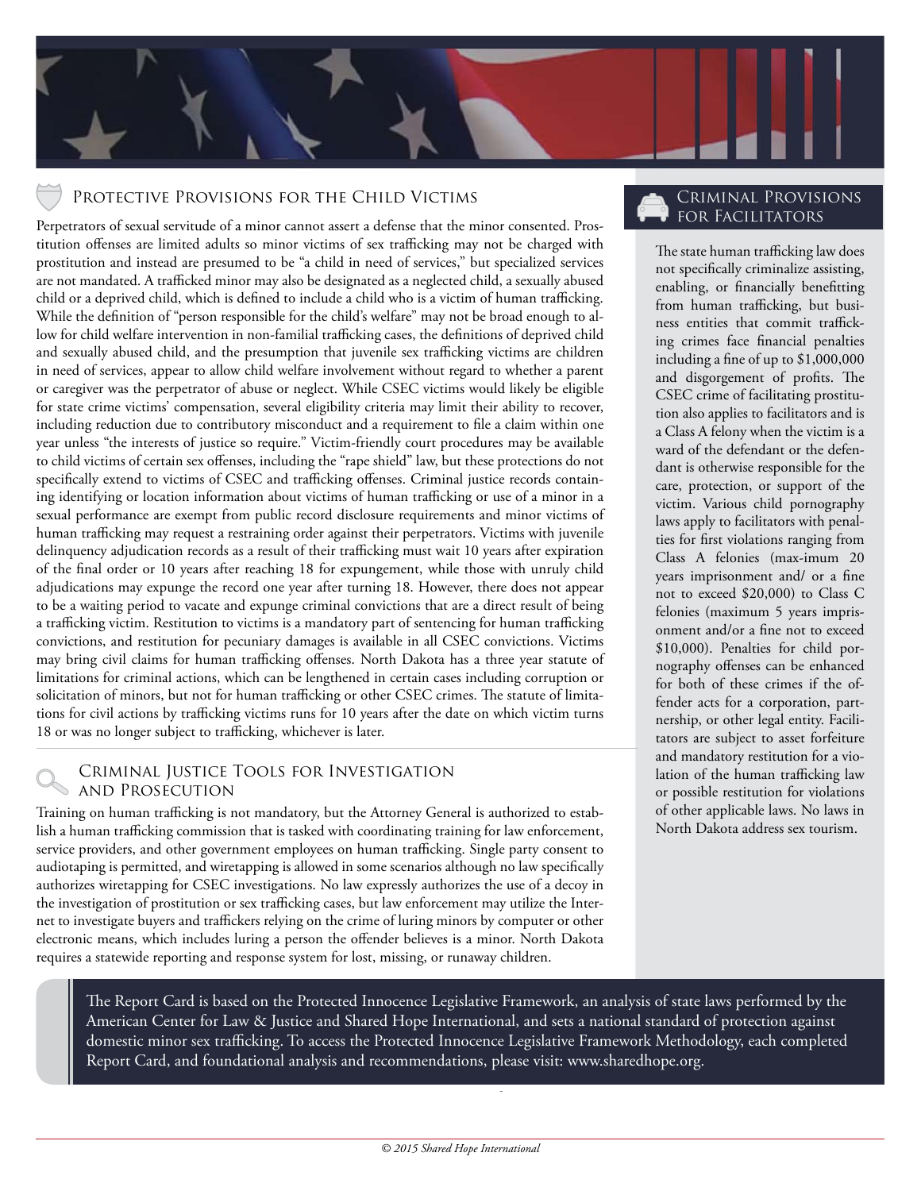## Protective Provisions for the Child Victims

Perpetrators of sexual servitude of a minor cannot assert a defense that the minor consented. Prostitution offenses are limited adults so minor victims of sex trafficking may not be charged with prostitution and instead are presumed to be "a child in need of services," but specialized services are not mandated. A trafficked minor may also be designated as a neglected child, a sexually abused child or a deprived child, which is defined to include a child who is a victim of human trafficking. While the definition of "person responsible for the child's welfare" may not be broad enough to allow for child welfare intervention in non-familial trafficking cases, the definitions of deprived child and sexually abused child, and the presumption that juvenile sex trafficking victims are children in need of services, appear to allow child welfare involvement without regard to whether a parent or caregiver was the perpetrator of abuse or neglect. While CSEC victims would likely be eligible for state crime victims' compensation, several eligibility criteria may limit their ability to recover, including reduction due to contributory misconduct and a requirement to file a claim within one year unless "the interests of justice so require." Victim-friendly court procedures may be available to child victims of certain sex offenses, including the "rape shield" law, but these protections do not specifically extend to victims of CSEC and trafficking offenses. Criminal justice records containing identifying or location information about victims of human trafficking or use of a minor in a sexual performance are exempt from public record disclosure requirements and minor victims of human trafficking may request a restraining order against their perpetrators. Victims with juvenile delinquency adjudication records as a result of their trafficking must wait 10 years after expiration of the final order or 10 years after reaching 18 for expungement, while those with unruly child adjudications may expunge the record one year after turning 18. However, there does not appear to be a waiting period to vacate and expunge criminal convictions that are a direct result of being a trafficking victim. Restitution to victims is a mandatory part of sentencing for human trafficking convictions, and restitution for pecuniary damages is available in all CSEC convictions. Victims may bring civil claims for human trafficking offenses. North Dakota has a three year statute of limitations for criminal actions, which can be lengthened in certain cases including corruption or solicitation of minors, but not for human trafficking or other CSEC crimes. The statute of limitations for civil actions by trafficking victims runs for 10 years after the date on which victim turns 18 or was no longer subject to trafficking, whichever is later.

## Criminal Justice Tools for Investigation and Prosecution

Training on human trafficking is not mandatory, but the Attorney General is authorized to establish a human trafficking commission that is tasked with coordinating training for law enforcement, service providers, and other government employees on human trafficking. Single party consent to audiotaping is permitted, and wiretapping is allowed in some scenarios although no law specifically authorizes wiretapping for CSEC investigations. No law expressly authorizes the use of a decoy in the investigation of prostitution or sex trafficking cases, but law enforcement may utilize the Internet to investigate buyers and traffickers relying on the crime of luring minors by computer or other electronic means, which includes luring a person the offender believes is a minor. North Dakota requires a statewide reporting and response system for lost, missing, or runaway children.

## Criminal Provisions for Facilitators

The state human trafficking law does not specifically criminalize assisting, enabling, or financially benefitting from human trafficking, but business entities that commit trafficking crimes face financial penalties including a fine of up to $1,000,000 and disgorgement of profits. The CSEC crime of facilitating prostitution also applies to facilitators and is a Class A felony when the victim is a ward of the defendant or the defendant is otherwise responsible for the care, protection, or support of the victim. Various child pornography laws apply to facilitators with penalties for first violations ranging from Class A felonies (max-imum 20 years imprisonment and/ or a fine not to exceed $20,000) to Class C felonies (maximum 5 years imprisonment and/or a fine not to exceed $10,000). Penalties for child pornography offenses can be enhanced for both of these crimes if the offender acts for a corporation, partnership, or other legal entity. Facilitators are subject to asset forfeiture and mandatory restitution for a violation of the human trafficking law or possible restitution for violations of other applicable laws. No laws in North Dakota address sex tourism.

The Report Card is based on the Protected Innocence Legislative Framework, an analysis of state laws performed by the American Center for Law & Justice and Shared Hope International, and sets a national standard of protection against domestic minor sex trafficking. To access the Protected Innocence Legislative Framework Methodology, each completed Report Card, and foundational analysis and recommendations, please visit: www.sharedhope.org.

*© 2015 Shared Hope International*